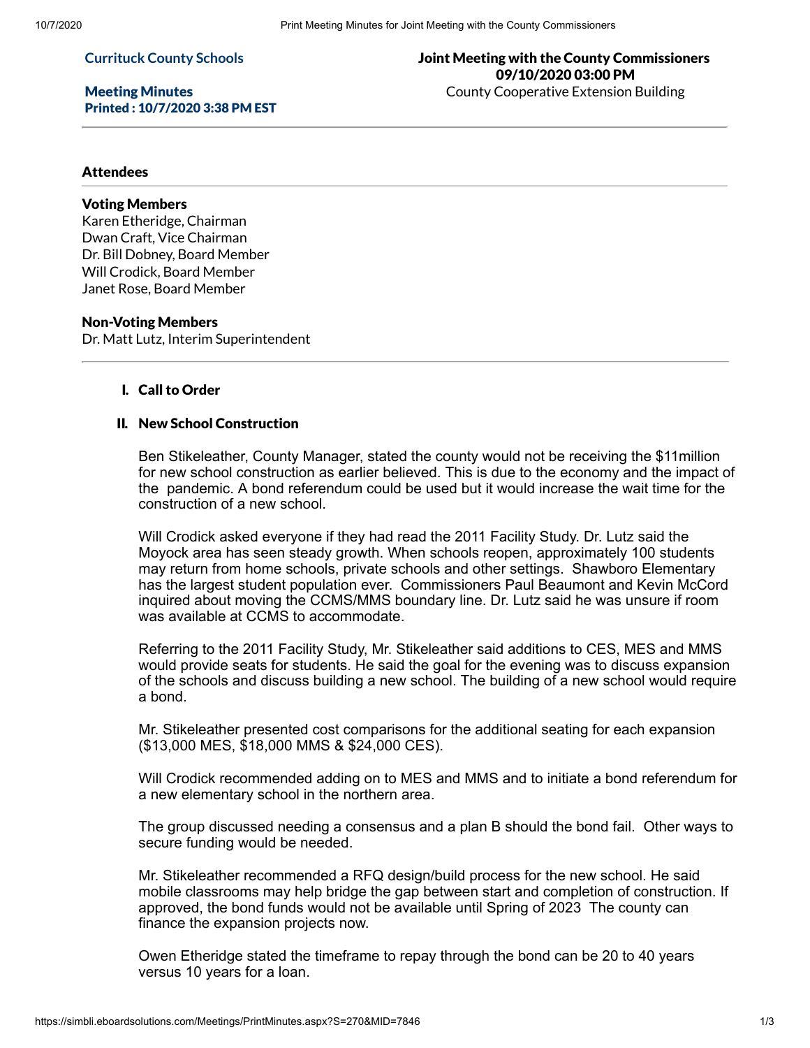**Currituck County Schools**

**Meeting Minutes**
**Printed : 10/7/2020 3:38 PM EST**

**Joint Meeting with the County Commissioners**
**09/10/2020 03:00 PM**
County Cooperative Extension Building

## Attendees

### Voting Members

Karen Etheridge, Chairman
Dwan Craft, Vice Chairman
Dr. Bill Dobney, Board Member
Will Crodick, Board Member
Janet Rose, Board Member

### Non-Voting Members

Dr. Matt Lutz, Interim Superintendent

### I. Call to Order

### II. New School Construction

Ben Stikeleather, County Manager, stated the county would not be receiving the $11million for new school construction as earlier believed. This is due to the economy and the impact of the pandemic. A bond referendum could be used but it would increase the wait time for the construction of a new school.

Will Crodick asked everyone if they had read the 2011 Facility Study. Dr. Lutz said the Moyock area has seen steady growth. When schools reopen, approximately 100 students may return from home schools, private schools and other settings. Shawboro Elementary has the largest student population ever. Commissioners Paul Beaumont and Kevin McCord inquired about moving the CCMS/MMS boundary line. Dr. Lutz said he was unsure if room was available at CCMS to accommodate.

Referring to the 2011 Facility Study, Mr. Stikeleather said additions to CES, MES and MMS would provide seats for students. He said the goal for the evening was to discuss expansion of the schools and discuss building a new school. The building of a new school would require a bond.

Mr. Stikeleather presented cost comparisons for the additional seating for each expansion ($13,000 MES, $18,000 MMS & $24,000 CES).

Will Crodick recommended adding on to MES and MMS and to initiate a bond referendum for a new elementary school in the northern area.

The group discussed needing a consensus and a plan B should the bond fail. Other ways to secure funding would be needed.

Mr. Stikeleather recommended a RFQ design/build process for the new school. He said mobile classrooms may help bridge the gap between start and completion of construction. If approved, the bond funds would not be available until Spring of 2023 The county can finance the expansion projects now.

Owen Etheridge stated the timeframe to repay through the bond can be 20 to 40 years versus 10 years for a loan.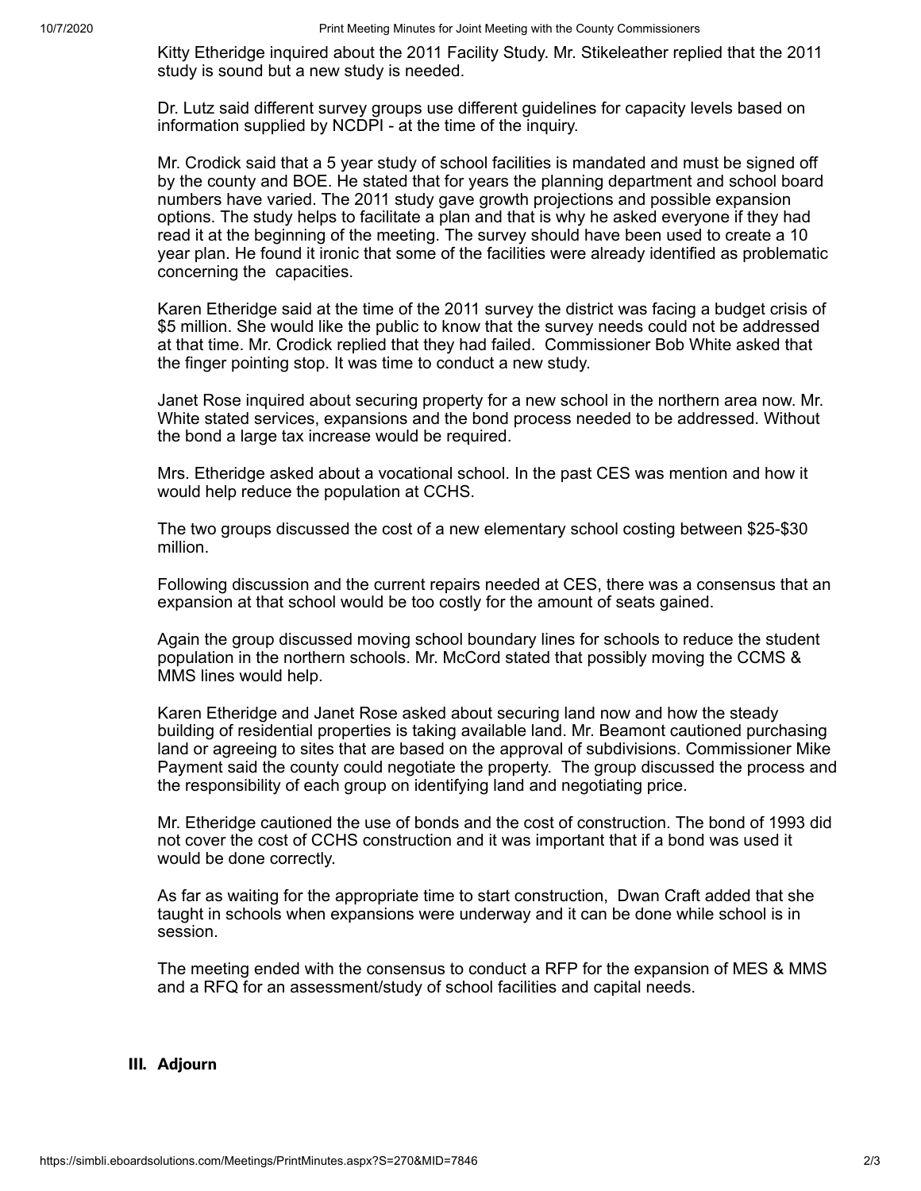Kitty Etheridge inquired about the 2011 Facility Study. Mr. Stikeleather replied that the 2011 study is sound but a new study is needed.

Dr. Lutz said different survey groups use different guidelines for capacity levels based on information supplied by NCDPI - at the time of the inquiry.

Mr. Crodick said that a 5 year study of school facilities is mandated and must be signed off by the county and BOE. He stated that for years the planning department and school board numbers have varied. The 2011 study gave growth projections and possible expansion options. The study helps to facilitate a plan and that is why he asked everyone if they had read it at the beginning of the meeting. The survey should have been used to create a 10 year plan. He found it ironic that some of the facilities were already identified as problematic concerning the capacities.

Karen Etheridge said at the time of the 2011 survey the district was facing a budget crisis of $5 million. She would like the public to know that the survey needs could not be addressed at that time. Mr. Crodick replied that they had failed. Commissioner Bob White asked that the finger pointing stop. It was time to conduct a new study.

Janet Rose inquired about securing property for a new school in the northern area now. Mr. White stated services, expansions and the bond process needed to be addressed. Without the bond a large tax increase would be required.

Mrs. Etheridge asked about a vocational school. In the past CES was mention and how it would help reduce the population at CCHS.

The two groups discussed the cost of a new elementary school costing between $25-$30 million.

Following discussion and the current repairs needed at CES, there was a consensus that an expansion at that school would be too costly for the amount of seats gained.

Again the group discussed moving school boundary lines for schools to reduce the student population in the northern schools. Mr. McCord stated that possibly moving the CCMS & MMS lines would help.

Karen Etheridge and Janet Rose asked about securing land now and how the steady building of residential properties is taking available land. Mr. Beamont cautioned purchasing land or agreeing to sites that are based on the approval of subdivisions. Commissioner Mike Payment said the county could negotiate the property. The group discussed the process and the responsibility of each group on identifying land and negotiating price.

Mr. Etheridge cautioned the use of bonds and the cost of construction. The bond of 1993 did not cover the cost of CCHS construction and it was important that if a bond was used it would be done correctly.

As far as waiting for the appropriate time to start construction, Dwan Craft added that she taught in schools when expansions were underway and it can be done while school is in session.

The meeting ended with the consensus to conduct a RFP for the expansion of MES & MMS and a RFQ for an assessment/study of school facilities and capital needs.

## III. Adjourn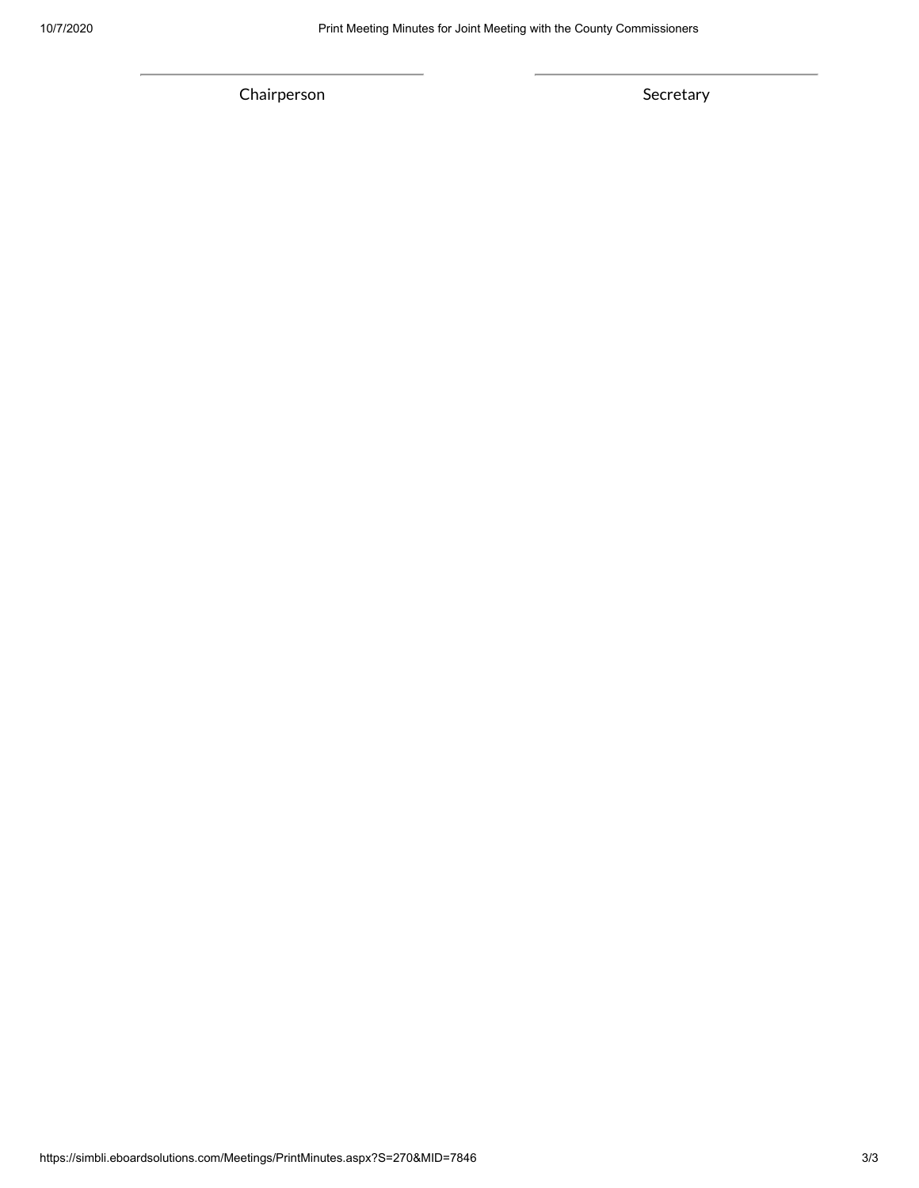\_\_\_\_\_\_\_\_\_\_\_\_\_\_\_\_\_\_\_\_\_\_\_\_\_\_\_\_\_\_

Chairperson

\_\_\_\_\_\_\_\_\_\_\_\_\_\_\_\_\_\_\_\_\_\_\_\_\_\_\_\_\_\_

Secretary